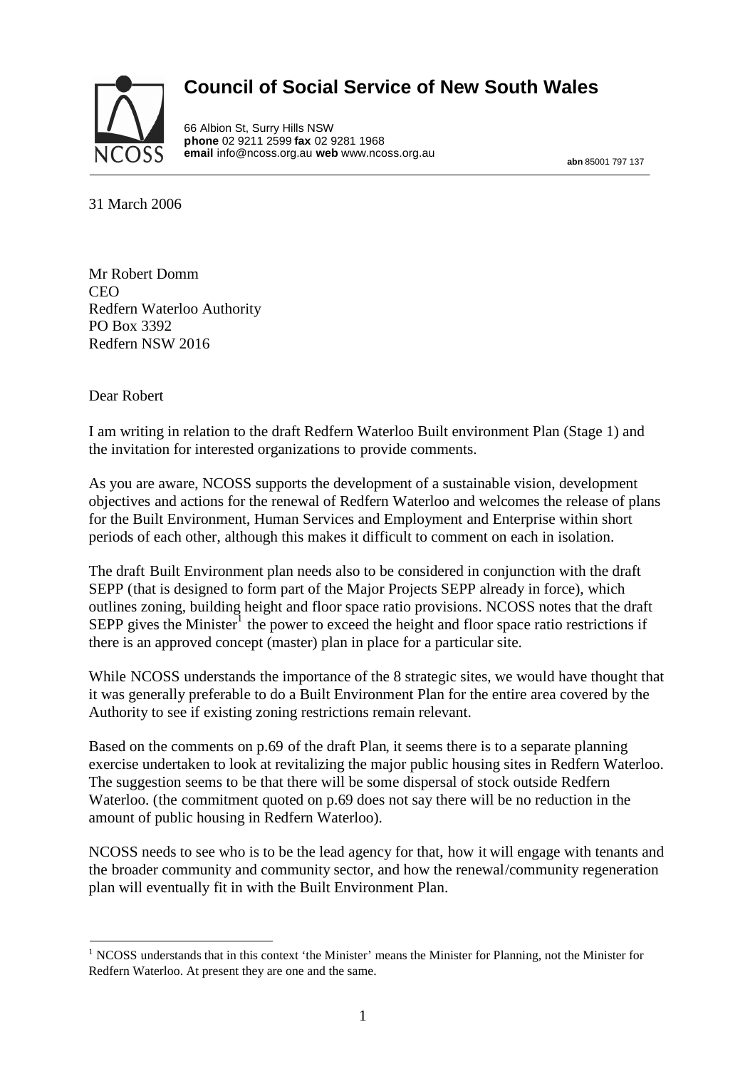# Council of Social Service of New South Wales

66 Albion St, Surry Hills NSW
**phone** 02 9211 2599 **fax** 02 9281 1968
**email** info@ncoss.org.au **web** www.ncoss.org.au

**abn** 85001 797 137

31 March 2006

Mr Robert Domm
CEO
Redfern Waterloo Authority
PO Box 3392
Redfern NSW 2016

Dear Robert

I am writing in relation to the draft Redfern Waterloo Built environment Plan (Stage 1) and the invitation for interested organizations to provide comments.

As you are aware, NCOSS supports the development of a sustainable vision, development objectives and actions for the renewal of Redfern Waterloo and welcomes the release of plans for the Built Environment, Human Services and Employment and Enterprise within short periods of each other, although this makes it difficult to comment on each in isolation.

The draft Built Environment plan needs also to be considered in conjunction with the draft SEPP (that is designed to form part of the Major Projects SEPP already in force), which outlines zoning, building height and floor space ratio provisions. NCOSS notes that the draft SEPP gives the Minister[1] the power to exceed the height and floor space ratio restrictions if there is an approved concept (master) plan in place for a particular site.

While NCOSS understands the importance of the 8 strategic sites, we would have thought that it was generally preferable to do a Built Environment Plan for the entire area covered by the Authority to see if existing zoning restrictions remain relevant.

Based on the comments on p.69 of the draft Plan, it seems there is to a separate planning exercise undertaken to look at revitalizing the major public housing sites in Redfern Waterloo. The suggestion seems to be that there will be some dispersal of stock outside Redfern Waterloo. (the commitment quoted on p.69 does not say there will be no reduction in the amount of public housing in Redfern Waterloo).

NCOSS needs to see who is to be the lead agency for that, how it will engage with tenants and the broader community and community sector, and how the renewal/community regeneration plan will eventually fit in with the Built Environment Plan.

[1] NCOSS understands that in this context 'the Minister' means the Minister for Planning, not the Minister for Redfern Waterloo. At present they are one and the same.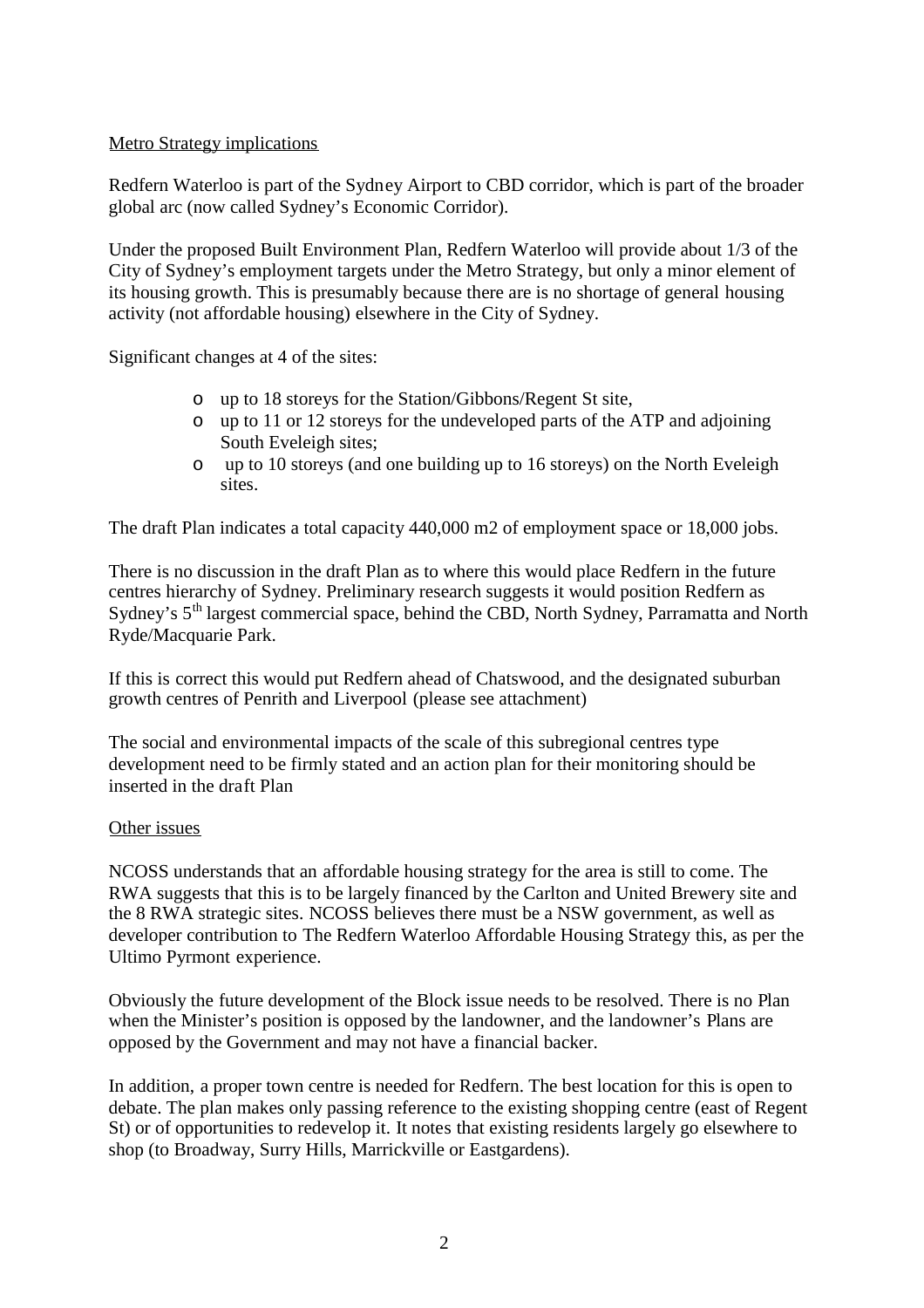Metro Strategy implications

Redfern Waterloo is part of the Sydney Airport to CBD corridor, which is part of the broader global arc (now called Sydney's Economic Corridor).

Under the proposed Built Environment Plan, Redfern Waterloo will provide about 1/3 of the City of Sydney's employment targets under the Metro Strategy, but only a minor element of its housing growth. This is presumably because there are is no shortage of general housing activity (not affordable housing) elsewhere in the City of Sydney.

Significant changes at 4 of the sites:

- up to 18 storeys for the Station/Gibbons/Regent St site,
- up to 11 or 12 storeys for the undeveloped parts of the ATP and adjoining South Eveleigh sites;
- up to 10 storeys (and one building up to 16 storeys) on the North Eveleigh sites.

The draft Plan indicates a total capacity 440,000 m2 of employment space or 18,000 jobs.

There is no discussion in the draft Plan as to where this would place Redfern in the future centres hierarchy of Sydney. Preliminary research suggests it would position Redfern as Sydney's 5th largest commercial space, behind the CBD, North Sydney, Parramatta and North Ryde/Macquarie Park.

If this is correct this would put Redfern ahead of Chatswood, and the designated suburban growth centres of Penrith and Liverpool (please see attachment)

The social and environmental impacts of the scale of this subregional centres type development need to be firmly stated and an action plan for their monitoring should be inserted in the draft Plan

Other issues

NCOSS understands that an affordable housing strategy for the area is still to come. The RWA suggests that this is to be largely financed by the Carlton and United Brewery site and the 8 RWA strategic sites. NCOSS believes there must be a NSW government, as well as developer contribution to The Redfern Waterloo Affordable Housing Strategy this, as per the Ultimo Pyrmont experience.

Obviously the future development of the Block issue needs to be resolved. There is no Plan when the Minister's position is opposed by the landowner, and the landowner's Plans are opposed by the Government and may not have a financial backer.

In addition, a proper town centre is needed for Redfern. The best location for this is open to debate. The plan makes only passing reference to the existing shopping centre (east of Regent St) or of opportunities to redevelop it. It notes that existing residents largely go elsewhere to shop (to Broadway, Surry Hills, Marrickville or Eastgardens).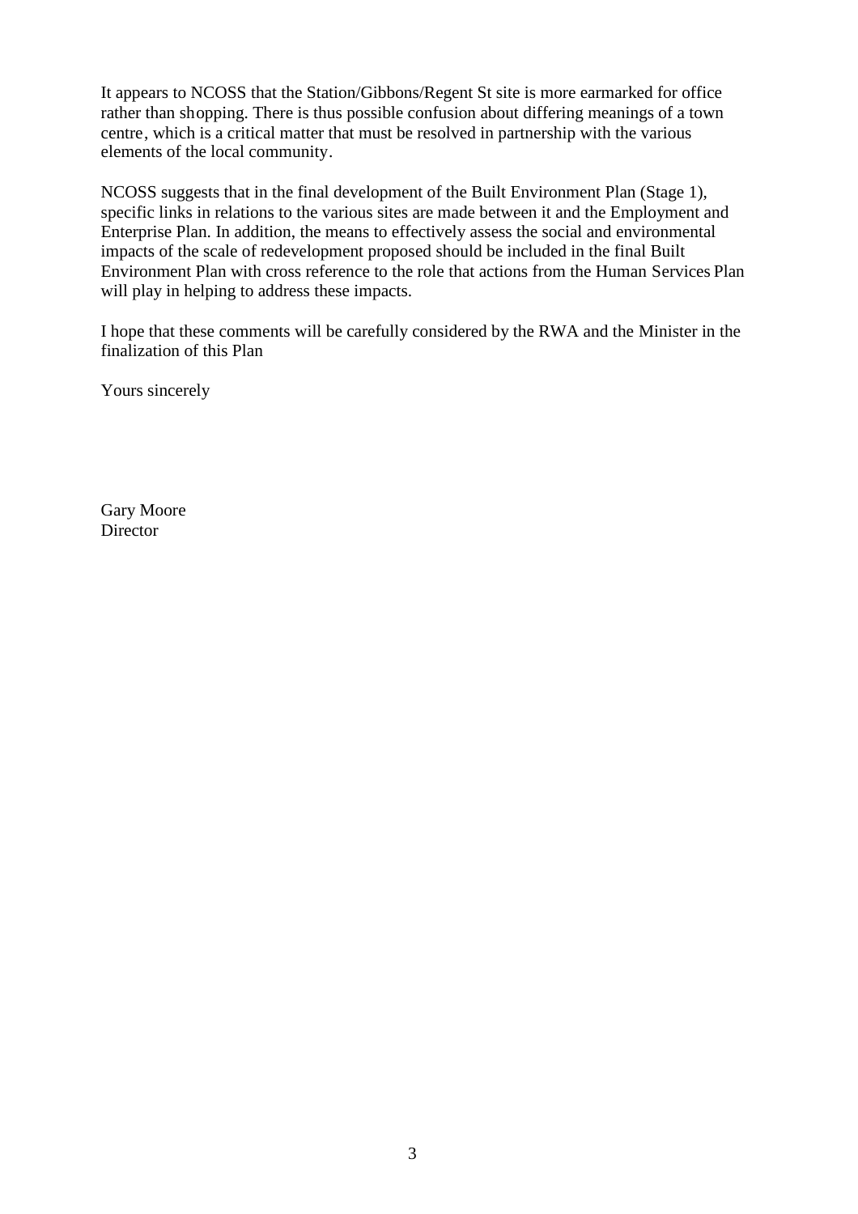It appears to NCOSS that the Station/Gibbons/Regent St site is more earmarked for office rather than shopping. There is thus possible confusion about differing meanings of a town centre, which is a critical matter that must be resolved in partnership with the various elements of the local community.

NCOSS suggests that in the final development of the Built Environment Plan (Stage 1), specific links in relations to the various sites are made between it and the Employment and Enterprise Plan. In addition, the means to effectively assess the social and environmental impacts of the scale of redevelopment proposed should be included in the final Built Environment Plan with cross reference to the role that actions from the Human Services Plan will play in helping to address these impacts.

I hope that these comments will be carefully considered by the RWA and the Minister in the finalization of this Plan

Yours sincerely

Gary Moore
Director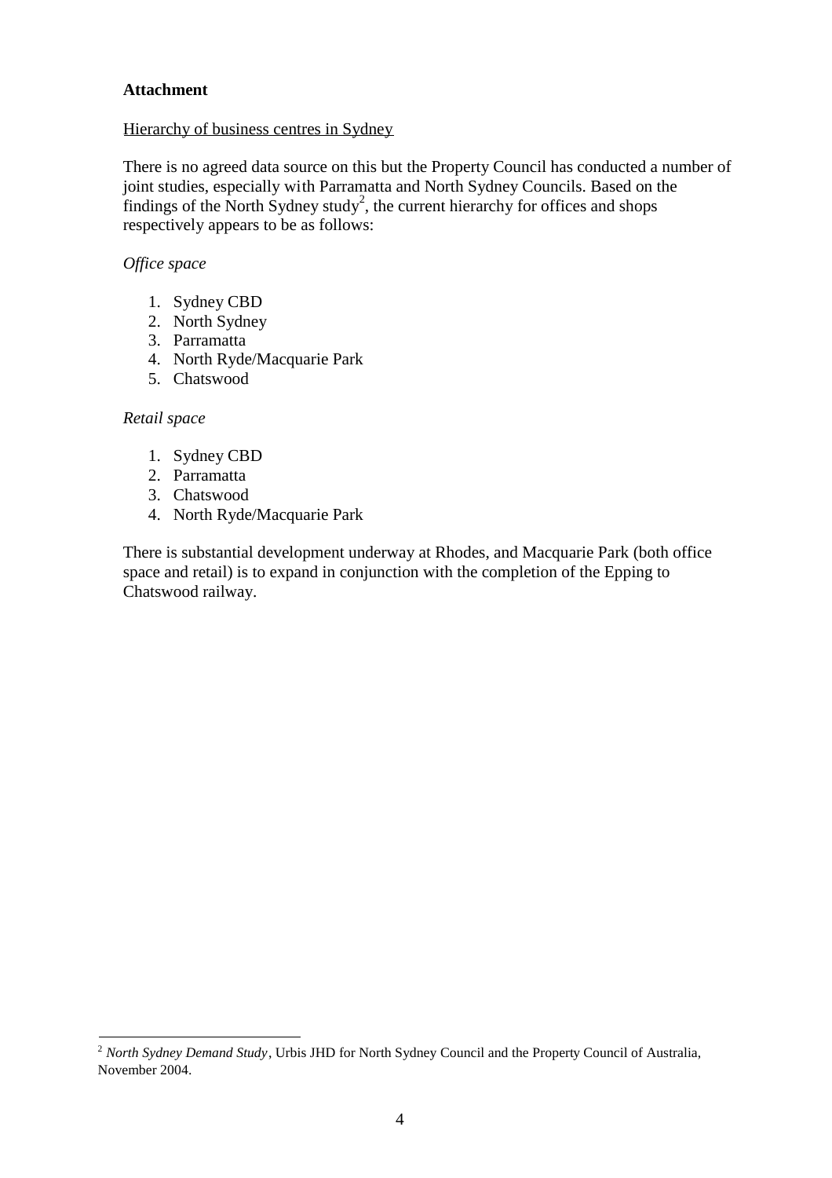**Attachment**

Hierarchy of business centres in Sydney

There is no agreed data source on this but the Property Council has conducted a number of joint studies, especially with Parramatta and North Sydney Councils. Based on the findings of the North Sydney study[2], the current hierarchy for offices and shops respectively appears to be as follows:

*Office space*

1. Sydney CBD
2. North Sydney
3. Parramatta
4. North Ryde/Macquarie Park
5. Chatswood

*Retail space*

1. Sydney CBD
2. Parramatta
3. Chatswood
4. North Ryde/Macquarie Park

There is substantial development underway at Rhodes, and Macquarie Park (both office space and retail) is to expand in conjunction with the completion of the Epping to Chatswood railway.

[2] *North Sydney Demand Study*, Urbis JHD for North Sydney Council and the Property Council of Australia, November 2004.